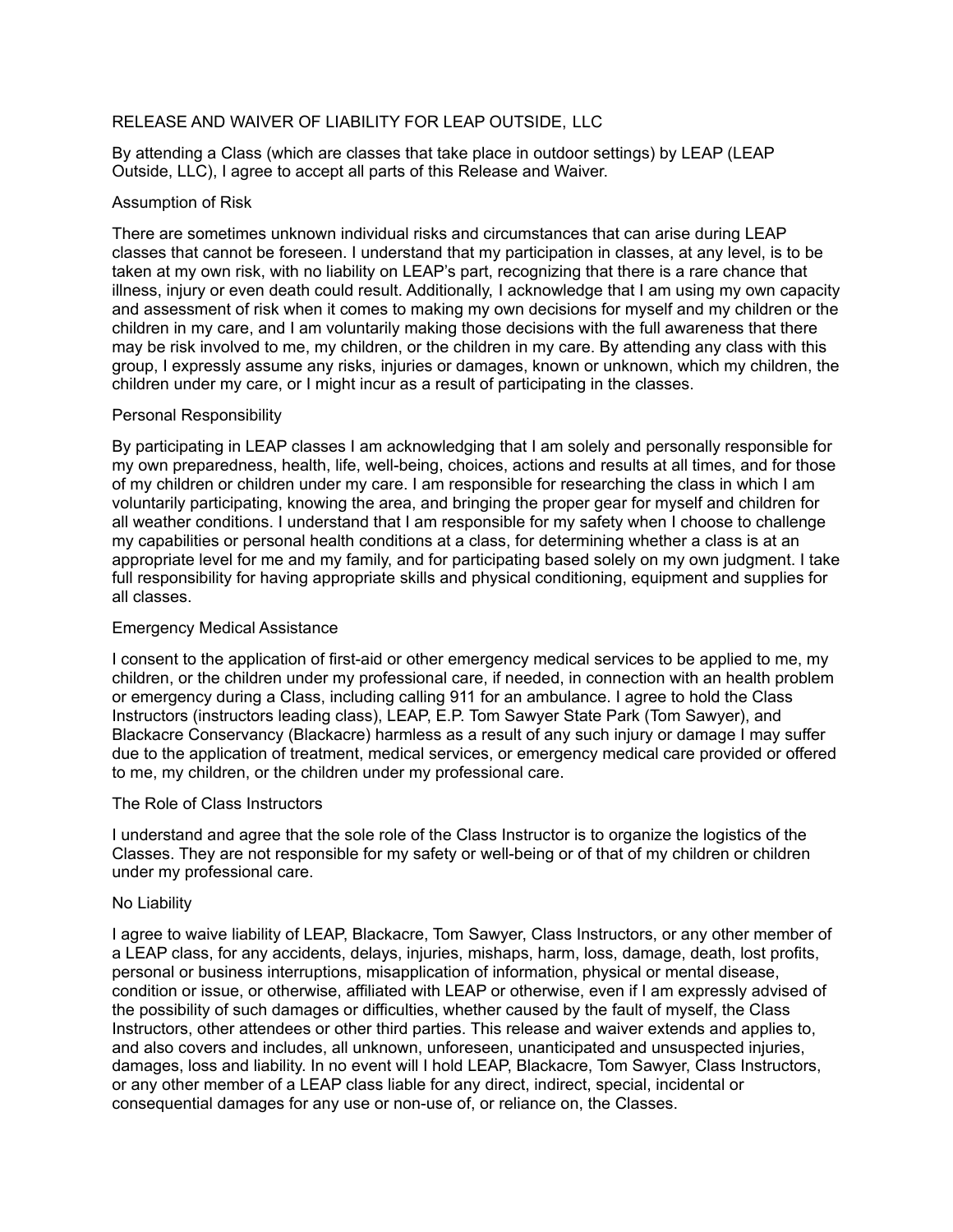# RELEASE AND WAIVER OF LIABILITY FOR LEAP OUTSIDE, LLC

By attending a Class (which are classes that take place in outdoor settings) by LEAP (LEAP Outside, LLC), I agree to accept all parts of this Release and Waiver.

## Assumption of Risk

There are sometimes unknown individual risks and circumstances that can arise during LEAP classes that cannot be foreseen. I understand that my participation in classes, at any level, is to be taken at my own risk, with no liability on LEAP's part, recognizing that there is a rare chance that illness, injury or even death could result. Additionally, I acknowledge that I am using my own capacity and assessment of risk when it comes to making my own decisions for myself and my children or the children in my care, and I am voluntarily making those decisions with the full awareness that there may be risk involved to me, my children, or the children in my care. By attending any class with this group, I expressly assume any risks, injuries or damages, known or unknown, which my children, the children under my care, or I might incur as a result of participating in the classes.

## Personal Responsibility

By participating in LEAP classes I am acknowledging that I am solely and personally responsible for my own preparedness, health, life, well-being, choices, actions and results at all times, and for those of my children or children under my care. I am responsible for researching the class in which I am voluntarily participating, knowing the area, and bringing the proper gear for myself and children for all weather conditions. I understand that I am responsible for my safety when I choose to challenge my capabilities or personal health conditions at a class, for determining whether a class is at an appropriate level for me and my family, and for participating based solely on my own judgment. I take full responsibility for having appropriate skills and physical conditioning, equipment and supplies for all classes.

## Emergency Medical Assistance

I consent to the application of first-aid or other emergency medical services to be applied to me, my children, or the children under my professional care, if needed, in connection with an health problem or emergency during a Class, including calling 911 for an ambulance. I agree to hold the Class Instructors (instructors leading class), LEAP, E.P. Tom Sawyer State Park (Tom Sawyer), and Blackacre Conservancy (Blackacre) harmless as a result of any such injury or damage I may suffer due to the application of treatment, medical services, or emergency medical care provided or offered to me, my children, or the children under my professional care.

## The Role of Class Instructors

I understand and agree that the sole role of the Class Instructor is to organize the logistics of the Classes. They are not responsible for my safety or well-being or of that of my children or children under my professional care.

## No Liability

I agree to waive liability of LEAP, Blackacre, Tom Sawyer, Class Instructors, or any other member of a LEAP class, for any accidents, delays, injuries, mishaps, harm, loss, damage, death, lost profits, personal or business interruptions, misapplication of information, physical or mental disease, condition or issue, or otherwise, affiliated with LEAP or otherwise, even if I am expressly advised of the possibility of such damages or difficulties, whether caused by the fault of myself, the Class Instructors, other attendees or other third parties. This release and waiver extends and applies to, and also covers and includes, all unknown, unforeseen, unanticipated and unsuspected injuries, damages, loss and liability. In no event will I hold LEAP, Blackacre, Tom Sawyer, Class Instructors, or any other member of a LEAP class liable for any direct, indirect, special, incidental or consequential damages for any use or non-use of, or reliance on, the Classes.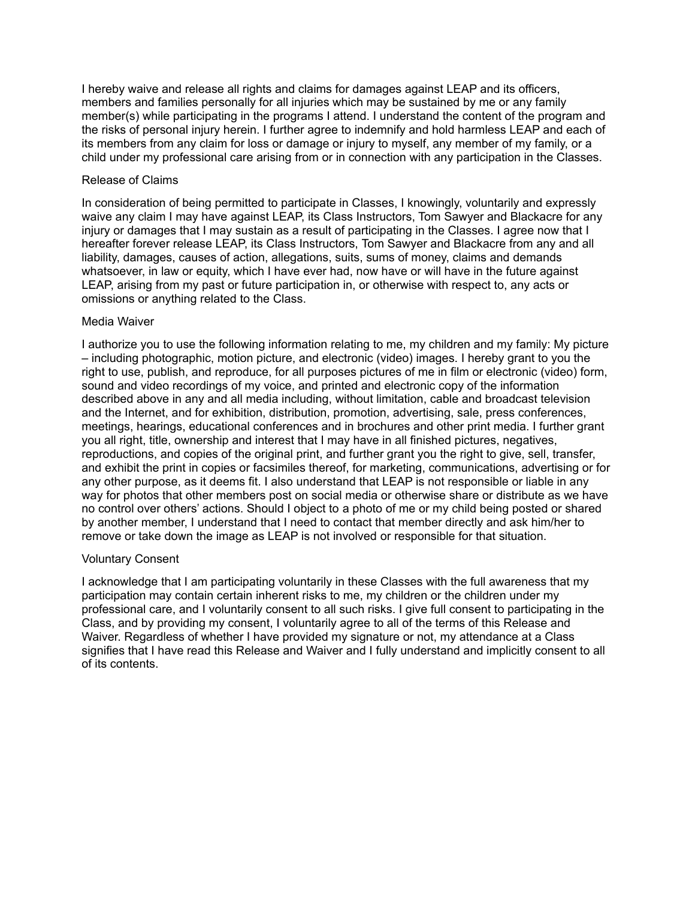I hereby waive and release all rights and claims for damages against LEAP and its officers, members and families personally for all injuries which may be sustained by me or any family member(s) while participating in the programs I attend. I understand the content of the program and the risks of personal injury herein. I further agree to indemnify and hold harmless LEAP and each of its members from any claim for loss or damage or injury to myself, any member of my family, or a child under my professional care arising from or in connection with any participation in the Classes.

## Release of Claims

In consideration of being permitted to participate in Classes, I knowingly, voluntarily and expressly waive any claim I may have against LEAP, its Class Instructors, Tom Sawyer and Blackacre for any injury or damages that I may sustain as a result of participating in the Classes. I agree now that I hereafter forever release LEAP, its Class Instructors, Tom Sawyer and Blackacre from any and all liability, damages, causes of action, allegations, suits, sums of money, claims and demands whatsoever, in law or equity, which I have ever had, now have or will have in the future against LEAP, arising from my past or future participation in, or otherwise with respect to, any acts or omissions or anything related to the Class.

## Media Waiver

I authorize you to use the following information relating to me, my children and my family: My picture – including photographic, motion picture, and electronic (video) images. I hereby grant to you the right to use, publish, and reproduce, for all purposes pictures of me in film or electronic (video) form, sound and video recordings of my voice, and printed and electronic copy of the information described above in any and all media including, without limitation, cable and broadcast television and the Internet, and for exhibition, distribution, promotion, advertising, sale, press conferences, meetings, hearings, educational conferences and in brochures and other print media. I further grant you all right, title, ownership and interest that I may have in all finished pictures, negatives, reproductions, and copies of the original print, and further grant you the right to give, sell, transfer, and exhibit the print in copies or facsimiles thereof, for marketing, communications, advertising or for any other purpose, as it deems fit. I also understand that LEAP is not responsible or liable in any way for photos that other members post on social media or otherwise share or distribute as we have no control over others' actions. Should I object to a photo of me or my child being posted or shared by another member, I understand that I need to contact that member directly and ask him/her to remove or take down the image as LEAP is not involved or responsible for that situation.

## Voluntary Consent

I acknowledge that I am participating voluntarily in these Classes with the full awareness that my participation may contain certain inherent risks to me, my children or the children under my professional care, and I voluntarily consent to all such risks. I give full consent to participating in the Class, and by providing my consent, I voluntarily agree to all of the terms of this Release and Waiver. Regardless of whether I have provided my signature or not, my attendance at a Class signifies that I have read this Release and Waiver and I fully understand and implicitly consent to all of its contents.